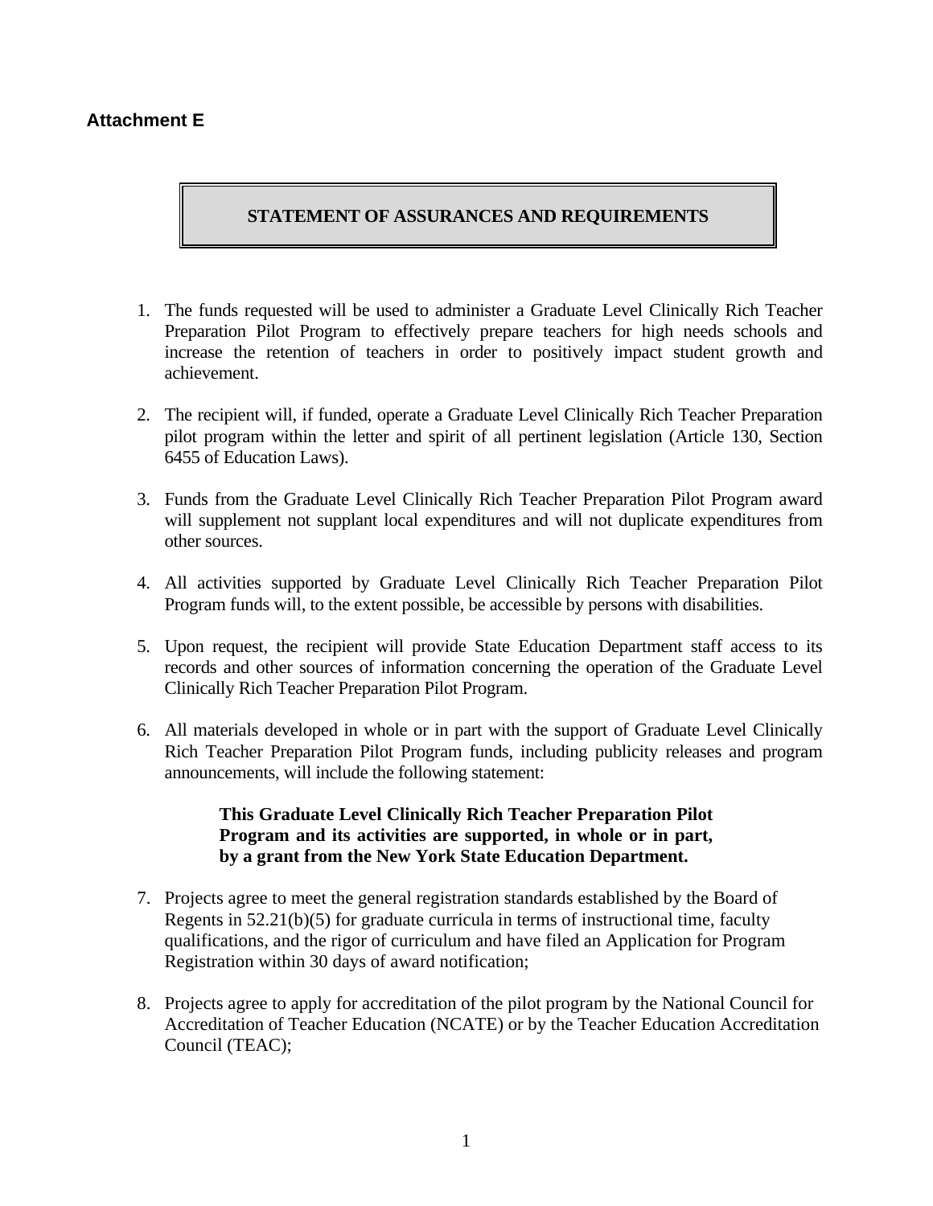**Attachment E**

## STATEMENT OF ASSURANCES AND REQUIREMENTS

1. The funds requested will be used to administer a Graduate Level Clinically Rich Teacher Preparation Pilot Program to effectively prepare teachers for high needs schools and increase the retention of teachers in order to positively impact student growth and achievement.

2. The recipient will, if funded, operate a Graduate Level Clinically Rich Teacher Preparation pilot program within the letter and spirit of all pertinent legislation (Article 130, Section 6455 of Education Laws).

3. Funds from the Graduate Level Clinically Rich Teacher Preparation Pilot Program award will supplement not supplant local expenditures and will not duplicate expenditures from other sources.

4. All activities supported by Graduate Level Clinically Rich Teacher Preparation Pilot Program funds will, to the extent possible, be accessible by persons with disabilities.

5. Upon request, the recipient will provide State Education Department staff access to its records and other sources of information concerning the operation of the Graduate Level Clinically Rich Teacher Preparation Pilot Program.

6. All materials developed in whole or in part with the support of Graduate Level Clinically Rich Teacher Preparation Pilot Program funds, including publicity releases and program announcements, will include the following statement:

   **This Graduate Level Clinically Rich Teacher Preparation Pilot Program and its activities are supported, in whole or in part, by a grant from the New York State Education Department.**

7. Projects agree to meet the general registration standards established by the Board of Regents in 52.21(b)(5) for graduate curricula in terms of instructional time, faculty qualifications, and the rigor of curriculum and have filed an Application for Program Registration within 30 days of award notification;

8. Projects agree to apply for accreditation of the pilot program by the National Council for Accreditation of Teacher Education (NCATE) or by the Teacher Education Accreditation Council (TEAC);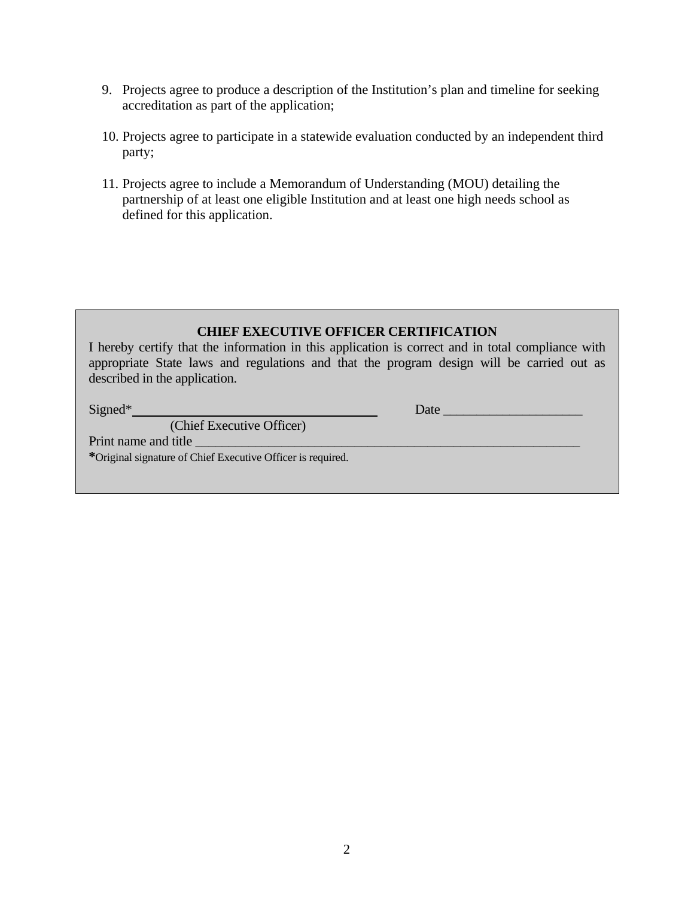9. Projects agree to produce a description of the Institution's plan and timeline for seeking accreditation as part of the application;

10. Projects agree to participate in a statewide evaluation conducted by an independent third party;

11. Projects agree to include a Memorandum of Understanding (MOU) detailing the partnership of at least one eligible Institution and at least one high needs school as defined for this application.

**CHIEF EXECUTIVE OFFICER CERTIFICATION**

I hereby certify that the information in this application is correct and in total compliance with appropriate State laws and regulations and that the program design will be carried out as described in the application.

Signed*\_\_\_\_\_\_\_\_\_\_\_\_\_\_\_\_\_\_\_\_\_\_\_\_\_\_\_\_\_\_\_\_\_\_\_ Date \_\_\_\_\_\_\_\_\_\_\_\_\_\_\_\_\_\_\_\_

(Chief Executive Officer)

Print name and title \_\_\_\_\_\_\_\_\_\_\_\_\_\_\_\_\_\_\_\_\_\_\_\_\_\_\_\_\_\_\_\_\_\_\_\_\_\_\_\_\_\_\_\_\_\_\_\_\_\_\_\_\_\_\_\_\_\_\_

**\***Original signature of Chief Executive Officer is required.